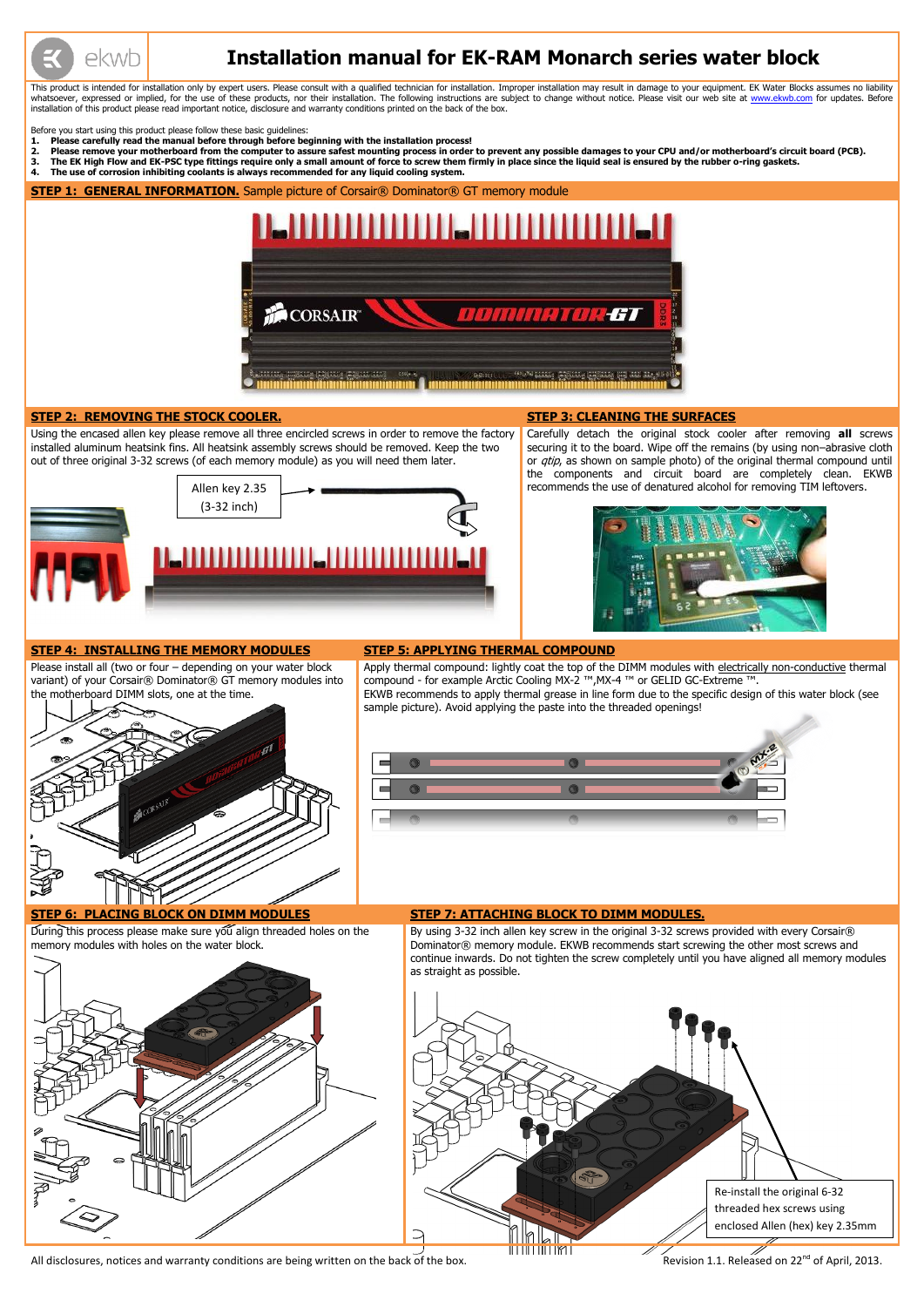# Installation manual for EK-RAM Monarch series water block

This product is intended for installation only by expert users. Please consult with a qualified technician for installation. Improper installation may result in damage to your equipment. EK Water Blocks assumes no liability whatsoever, expressed or implied, for the use of these products, nor their installation. The following instructions are subject to change without notice. Please visit our web site at www.ekwb.com for updates. Before installation of this product please read important notice, disclosure and warranty conditions printed on the back of the box.

Before you start using this product please follow these basic guidelines:

1. **Please carefully read the manual before through before beginning with the installation process!**
2. **Please remove your motherboard from the computer to assure safest mounting process in order to prevent any possible damages to your CPU and/or motherboard's circuit board (PCB).**
3. **The EK High Flow and EK-PSC type fittings require only a small amount of force to screw them firmly in place since the liquid seal is ensured by the rubber o-ring gaskets.**
4. **The use of corrosion inhibiting coolants is always recommended for any liquid cooling system.**

## STEP 1: GENERAL INFORMATION. Sample picture of Corsair® Dominator® GT memory module

## STEP 2: REMOVING THE STOCK COOLER.

Using the encased allen key please remove all three encircled screws in order to remove the factory installed aluminum heatsink fins. All heatsink assembly screws should be removed. Keep the two out of three original 3-32 screws (of each memory module) as you will need them later.

Allen key 2.35 (3-32 inch)

## STEP 3: CLEANING THE SURFACES

Carefully detach the original stock cooler after removing **all** screws securing it to the board. Wipe off the remains (by using non–abrasive cloth or *qtip*, as shown on sample photo) of the original thermal compound until the components and circuit board are completely clean. EKWB recommends the use of denatured alcohol for removing TIM leftovers.

## STEP 4: INSTALLING THE MEMORY MODULES

Please install all (two or four – depending on your water block variant) of your Corsair® Dominator® GT memory modules into the motherboard DIMM slots, one at the time.

## STEP 5: APPLYING THERMAL COMPOUND

Apply thermal compound: lightly coat the top of the DIMM modules with electrically non-conductive thermal compound - for example Arctic Cooling MX-2 ™, MX-4 ™ or GELID GC-Extreme ™.
EKWB recommends to apply thermal grease in line form due to the specific design of this water block (see sample picture). Avoid applying the paste into the threaded openings!

## STEP 6: PLACING BLOCK ON DIMM MODULES

During this process please make sure you align threaded holes on the memory modules with holes on the water block.

## STEP 7: ATTACHING BLOCK TO DIMM MODULES.

By using 3-32 inch allen key screw in the original 3-32 screws provided with every Corsair® Dominator® memory module. EKWB recommends start screwing the other most screws and continue inwards. Do not tighten the screw completely until you have aligned all memory modules as straight as possible.

Re-install the original 6-32 threaded hex screws using enclosed Allen (hex) key 2.35mm

All disclosures, notices and warranty conditions are being written on the back of the box.

Revision 1.1. Released on 22nd of April, 2013.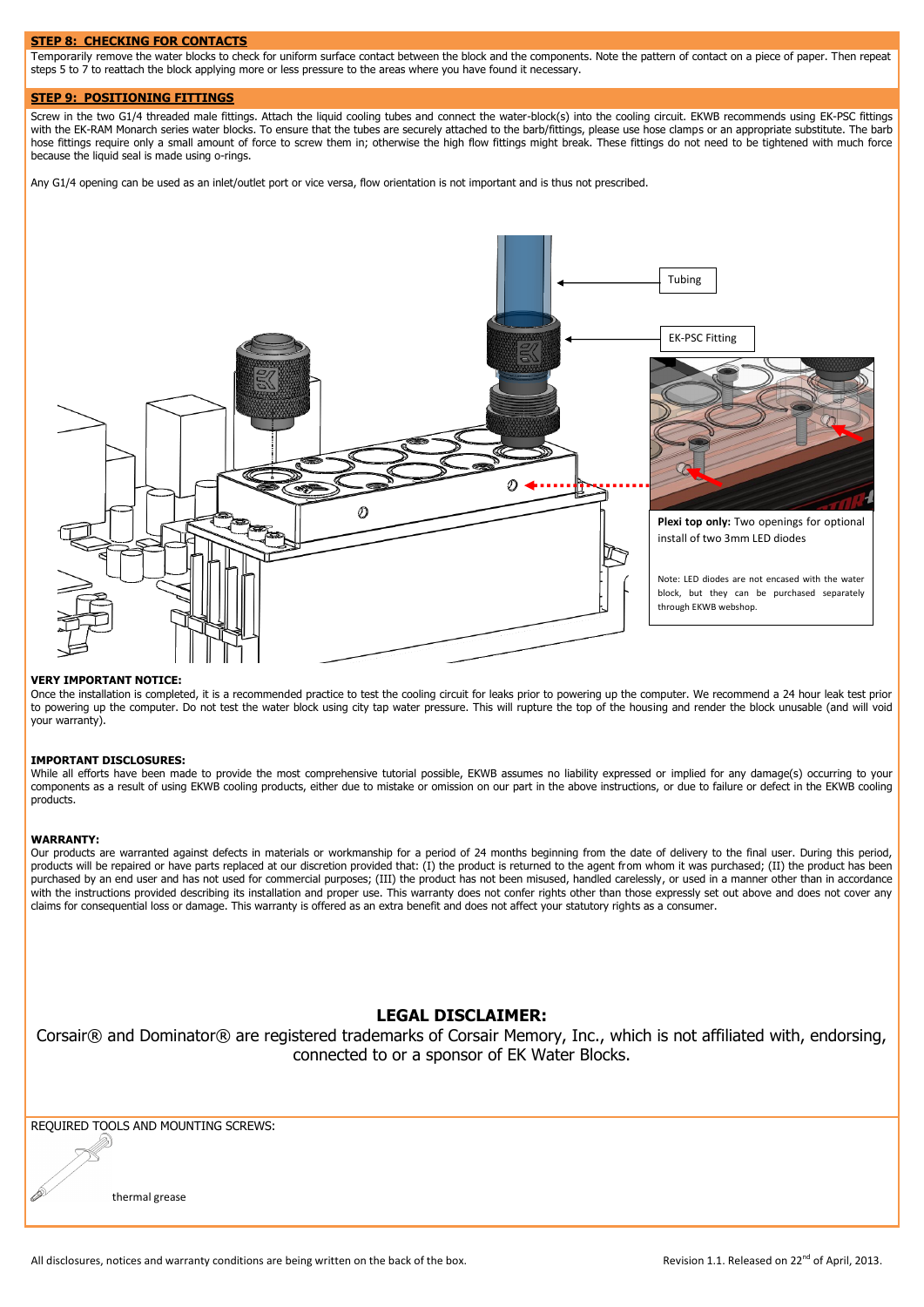## STEP 8: CHECKING FOR CONTACTS

Temporarily remove the water blocks to check for uniform surface contact between the block and the components. Note the pattern of contact on a piece of paper. Then repeat steps 5 to 7 to reattach the block applying more or less pressure to the areas where you have found it necessary.

## STEP 9: POSITIONING FITTINGS

Screw in the two G1/4 threaded male fittings. Attach the liquid cooling tubes and connect the water-block(s) into the cooling circuit. EKWB recommends using EK-PSC fittings with the EK-RAM Monarch series water blocks. To ensure that the tubes are securely attached to the barb/fittings, please use hose clamps or an appropriate substitute. The barb hose fittings require only a small amount of force to screw them in; otherwise the high flow fittings might break. These fittings do not need to be tightened with much force because the liquid seal is made using o-rings.

Any G1/4 opening can be used as an inlet/outlet port or vice versa, flow orientation is not important and is thus not prescribed.

Tubing

EK-PSC Fitting

**Plexi top only:** Two openings for optional install of two 3mm LED diodes

Note: LED diodes are not encased with the water block, but they can be purchased separately through EKWB webshop.

**VERY IMPORTANT NOTICE:**

Once the installation is completed, it is a recommended practice to test the cooling circuit for leaks prior to powering up the computer. We recommend a 24 hour leak test prior to powering up the computer. Do not test the water block using city tap water pressure. This will rupture the top of the housing and render the block unusable (and will void your warranty).

**IMPORTANT DISCLOSURES:**

While all efforts have been made to provide the most comprehensive tutorial possible, EKWB assumes no liability expressed or implied for any damage(s) occurring to your components as a result of using EKWB cooling products, either due to mistake or omission on our part in the above instructions, or due to failure or defect in the EKWB cooling products.

**WARRANTY:**

Our products are warranted against defects in materials or workmanship for a period of 24 months beginning from the date of delivery to the final user. During this period, products will be repaired or have parts replaced at our discretion provided that: (I) the product is returned to the agent from whom it was purchased; (II) the product has been purchased by an end user and has not used for commercial purposes; (III) the product has not been misused, handled carelessly, or used in a manner other than in accordance with the instructions provided describing its installation and proper use. This warranty does not confer rights other than those expressly set out above and does not cover any claims for consequential loss or damage. This warranty is offered as an extra benefit and does not affect your statutory rights as a consumer.

## LEGAL DISCLAIMER:

Corsair® and Dominator® are registered trademarks of Corsair Memory, Inc., which is not affiliated with, endorsing, connected to or a sponsor of EK Water Blocks.

REQUIRED TOOLS AND MOUNTING SCREWS:

thermal grease

All disclosures, notices and warranty conditions are being written on the back of the box.

Revision 1.1. Released on 22nd of April, 2013.